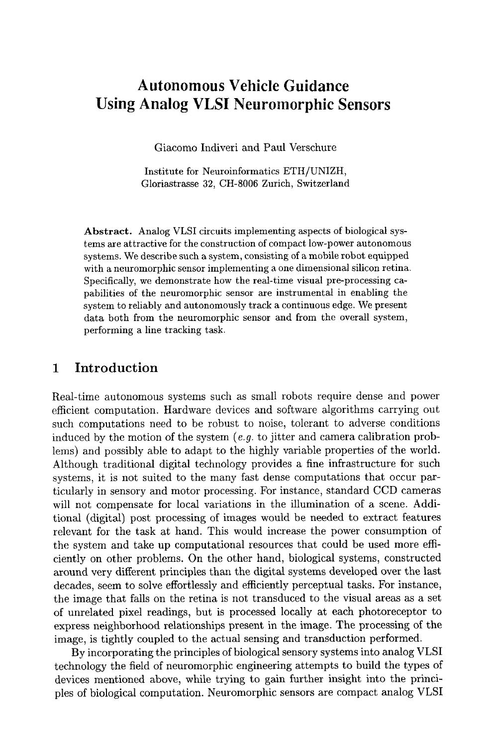# Autonomous Vehicle Guidance Using Analog VLSI Neuromorphic Sensors

Giacomo Indiveri and Paul Verschure

Institute for Neuroinformatics ETH/UNIZH,
Gloriastrasse 32, CH-8006 Zurich, Switzerland

**Abstract.** Analog VLSI circuits implementing aspects of biological systems are attractive for the construction of compact low-power autonomous systems. We describe such a system, consisting of a mobile robot equipped with a neuromorphic sensor implementing a one dimensional silicon retina. Specifically, we demonstrate how the real-time visual pre-processing capabilities of the neuromorphic sensor are instrumental in enabling the system to reliably and autonomously track a continuous edge. We present data both from the neuromorphic sensor and from the overall system, performing a line tracking task.

## 1 Introduction

Real-time autonomous systems such as small robots require dense and power efficient computation. Hardware devices and software algorithms carrying out such computations need to be robust to noise, tolerant to adverse conditions induced by the motion of the system (*e.g.* to jitter and camera calibration problems) and possibly able to adapt to the highly variable properties of the world. Although traditional digital technology provides a fine infrastructure for such systems, it is not suited to the many fast dense computations that occur particularly in sensory and motor processing. For instance, standard CCD cameras will not compensate for local variations in the illumination of a scene. Additional (digital) post processing of images would be needed to extract features relevant for the task at hand. This would increase the power consumption of the system and take up computational resources that could be used more efficiently on other problems. On the other hand, biological systems, constructed around very different principles than the digital systems developed over the last decades, seem to solve effortlessly and efficiently perceptual tasks. For instance, the image that falls on the retina is not transduced to the visual areas as a set of unrelated pixel readings, but is processed locally at each photoreceptor to express neighborhood relationships present in the image. The processing of the image, is tightly coupled to the actual sensing and transduction performed.

By incorporating the principles of biological sensory systems into analog VLSI technology the field of neuromorphic engineering attempts to build the types of devices mentioned above, while trying to gain further insight into the principles of biological computation. Neuromorphic sensors are compact analog VLSI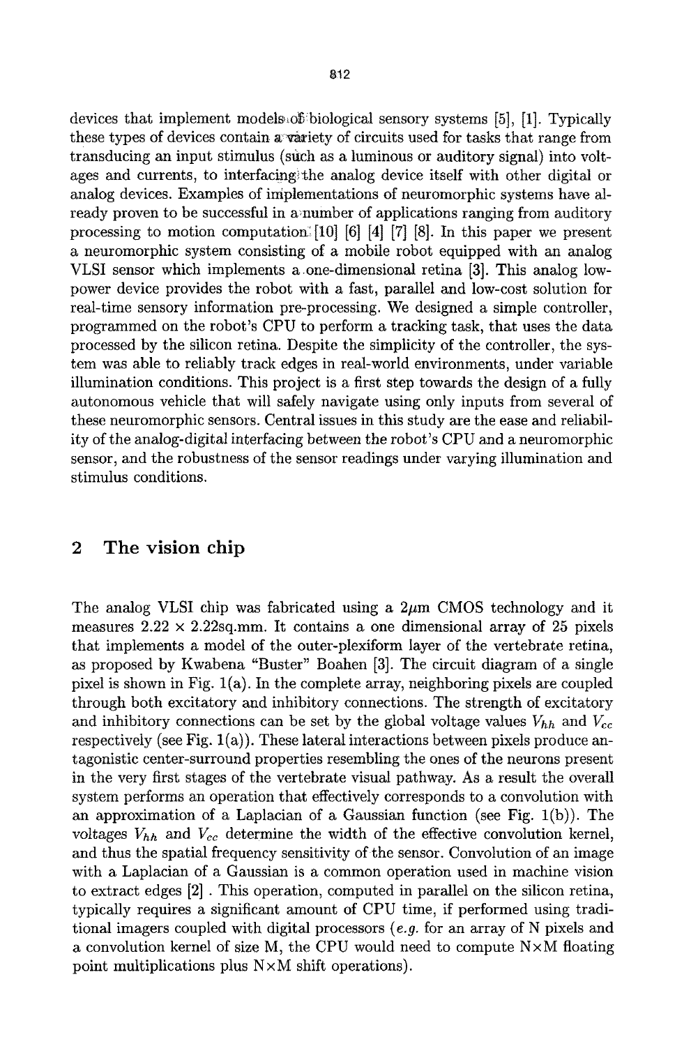devices that implement models of biological sensory systems [5], [1]. Typically these types of devices contain a variety of circuits used for tasks that range from transducing an input stimulus (such as a luminous or auditory signal) into voltages and currents, to interfacing the analog device itself with other digital or analog devices. Examples of implementations of neuromorphic systems have already proven to be successful in a number of applications ranging from auditory processing to motion computation [10] [6] [4] [7] [8]. In this paper we present a neuromorphic system consisting of a mobile robot equipped with an analog VLSI sensor which implements a one-dimensional retina [3]. This analog low-power device provides the robot with a fast, parallel and low-cost solution for real-time sensory information pre-processing. We designed a simple controller, programmed on the robot's CPU to perform a tracking task, that uses the data processed by the silicon retina. Despite the simplicity of the controller, the system was able to reliably track edges in real-world environments, under variable illumination conditions. This project is a first step towards the design of a fully autonomous vehicle that will safely navigate using only inputs from several of these neuromorphic sensors. Central issues in this study are the ease and reliability of the analog-digital interfacing between the robot's CPU and a neuromorphic sensor, and the robustness of the sensor readings under varying illumination and stimulus conditions.

## 2 The vision chip

The analog VLSI chip was fabricated using a $2\mu m$ CMOS technology and it measures $2.22 \times 2.22$sq.mm. It contains a one dimensional array of 25 pixels that implements a model of the outer-plexiform layer of the vertebrate retina, as proposed by Kwabena "Buster" Boahen [3]. The circuit diagram of a single pixel is shown in Fig. 1(a). In the complete array, neighboring pixels are coupled through both excitatory and inhibitory connections. The strength of excitatory and inhibitory connections can be set by the global voltage values $V_{hh}$ and $V_{cc}$ respectively (see Fig. 1(a)). These lateral interactions between pixels produce antagonistic center-surround properties resembling the ones of the neurons present in the very first stages of the vertebrate visual pathway. As a result the overall system performs an operation that effectively corresponds to a convolution with an approximation of a Laplacian of a Gaussian function (see Fig. 1(b)). The voltages $V_{hh}$ and $V_{cc}$ determine the width of the effective convolution kernel, and thus the spatial frequency sensitivity of the sensor. Convolution of an image with a Laplacian of a Gaussian is a common operation used in machine vision to extract edges [2] . This operation, computed in parallel on the silicon retina, typically requires a significant amount of CPU time, if performed using traditional imagers coupled with digital processors (*e.g.* for an array of N pixels and a convolution kernel of size M, the CPU would need to compute N$\times$M floating point multiplications plus N$\times$M shift operations).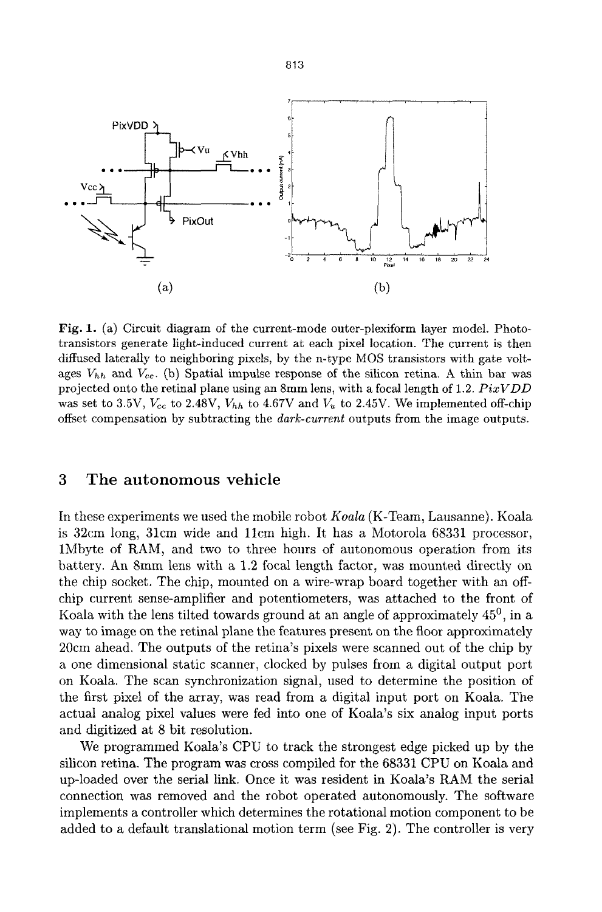**Fig. 1.** (a) Circuit diagram of the current-mode outer-plexiform layer model. Phototransistors generate light-induced current at each pixel location. The current is then diffused laterally to neighboring pixels, by the n-type MOS transistors with gate voltages $V_{hh}$ and $V_{cc}$. (b) Spatial impulse response of the silicon retina. A thin bar was projected onto the retinal plane using an 8mm lens, with a focal length of 1.2. *PixVDD* was set to 3.5V, $V_{cc}$ to 2.48V, $V_{hh}$ to 4.67V and $V_u$ to 2.45V. We implemented off-chip offset compensation by subtracting the *dark-current* outputs from the image outputs.

## 3 The autonomous vehicle

In these experiments we used the mobile robot *Koala* (K-Team, Lausanne). Koala is 32cm long, 31cm wide and 11cm high. It has a Motorola 68331 processor, 1Mbyte of RAM, and two to three hours of autonomous operation from its battery. An 8mm lens with a 1.2 focal length factor, was mounted directly on the chip socket. The chip, mounted on a wire-wrap board together with an off-chip current sense-amplifier and potentiometers, was attached to the front of Koala with the lens tilted towards ground at an angle of approximately $45^0$, in a way to image on the retinal plane the features present on the floor approximately 20cm ahead. The outputs of the retina's pixels were scanned out of the chip by a one dimensional static scanner, clocked by pulses from a digital output port on Koala. The scan synchronization signal, used to determine the position of the first pixel of the array, was read from a digital input port on Koala. The actual analog pixel values were fed into one of Koala's six analog input ports and digitized at 8 bit resolution.

We programmed Koala's CPU to track the strongest edge picked up by the silicon retina. The program was cross compiled for the 68331 CPU on Koala and up-loaded over the serial link. Once it was resident in Koala's RAM the serial connection was removed and the robot operated autonomously. The software implements a controller which determines the rotational motion component to be added to a default translational motion term (see Fig. 2). The controller is very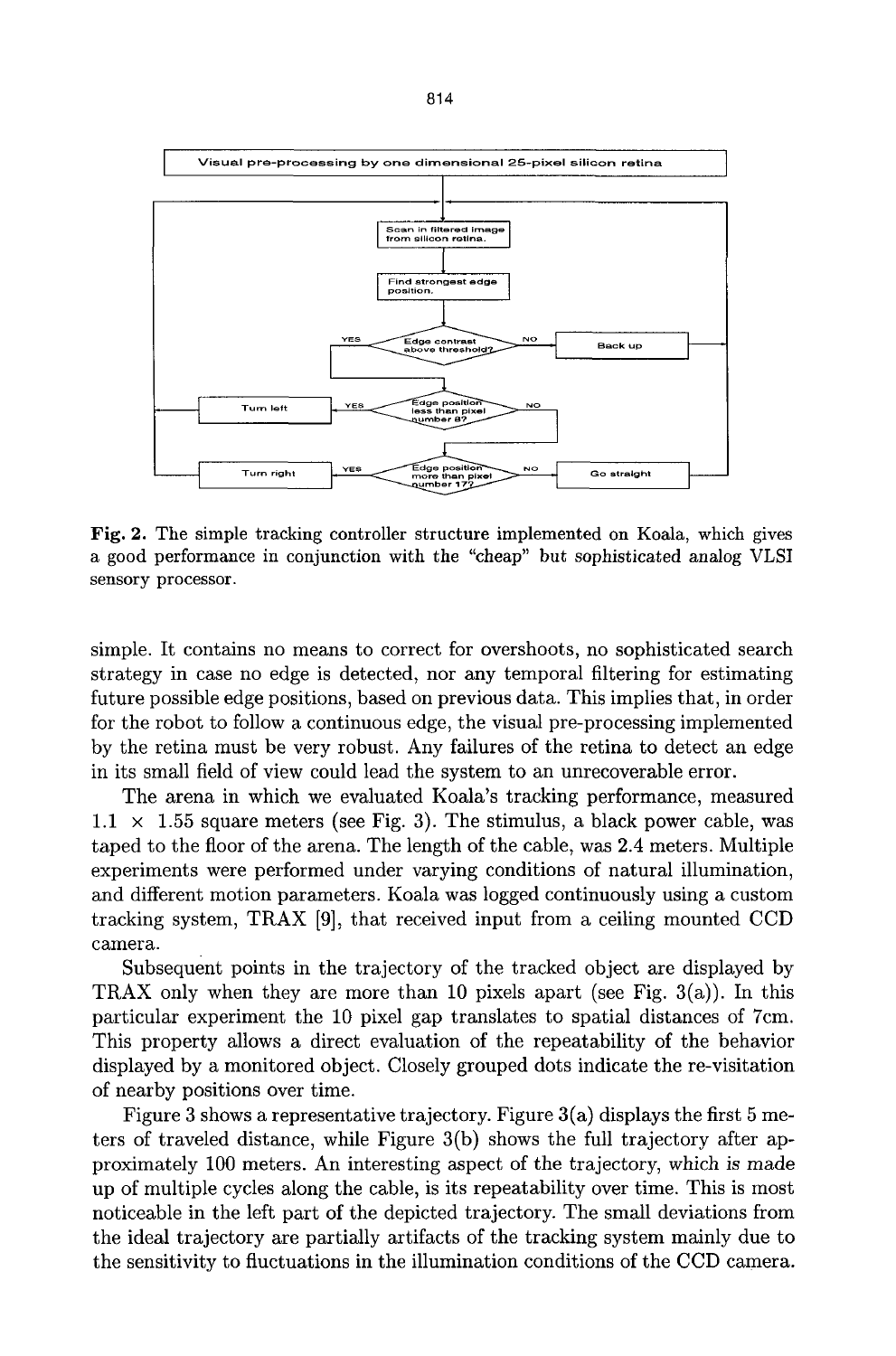Visual pre-processing by one dimensional 25-pixel silicon retina

Scan in filtered image from silicon retina.

Find strongest edge position.

Edge contrast above threshold? — YES / NO → Back up

Edge position less than pixel number 8? — YES → Turn left / NO

Edge position more than pixel number 17? — YES → Turn right / NO → Go straight

**Fig. 2.** The simple tracking controller structure implemented on Koala, which gives a good performance in conjunction with the "cheap" but sophisticated analog VLSI sensory processor.

simple. It contains no means to correct for overshoots, no sophisticated search strategy in case no edge is detected, nor any temporal filtering for estimating future possible edge positions, based on previous data. This implies that, in order for the robot to follow a continuous edge, the visual pre-processing implemented by the retina must be very robust. Any failures of the retina to detect an edge in its small field of view could lead the system to an unrecoverable error.

The arena in which we evaluated Koala's tracking performance, measured $1.1 \times 1.55$ square meters (see Fig. 3). The stimulus, a black power cable, was taped to the floor of the arena. The length of the cable, was 2.4 meters. Multiple experiments were performed under varying conditions of natural illumination, and different motion parameters. Koala was logged continuously using a custom tracking system, TRAX [9], that received input from a ceiling mounted CCD camera.

Subsequent points in the trajectory of the tracked object are displayed by TRAX only when they are more than 10 pixels apart (see Fig. 3(a)). In this particular experiment the 10 pixel gap translates to spatial distances of 7cm. This property allows a direct evaluation of the repeatability of the behavior displayed by a monitored object. Closely grouped dots indicate the re-visitation of nearby positions over time.

Figure 3 shows a representative trajectory. Figure 3(a) displays the first 5 meters of traveled distance, while Figure 3(b) shows the full trajectory after approximately 100 meters. An interesting aspect of the trajectory, which is made up of multiple cycles along the cable, is its repeatability over time. This is most noticeable in the left part of the depicted trajectory. The small deviations from the ideal trajectory are partially artifacts of the tracking system mainly due to the sensitivity to fluctuations in the illumination conditions of the CCD camera.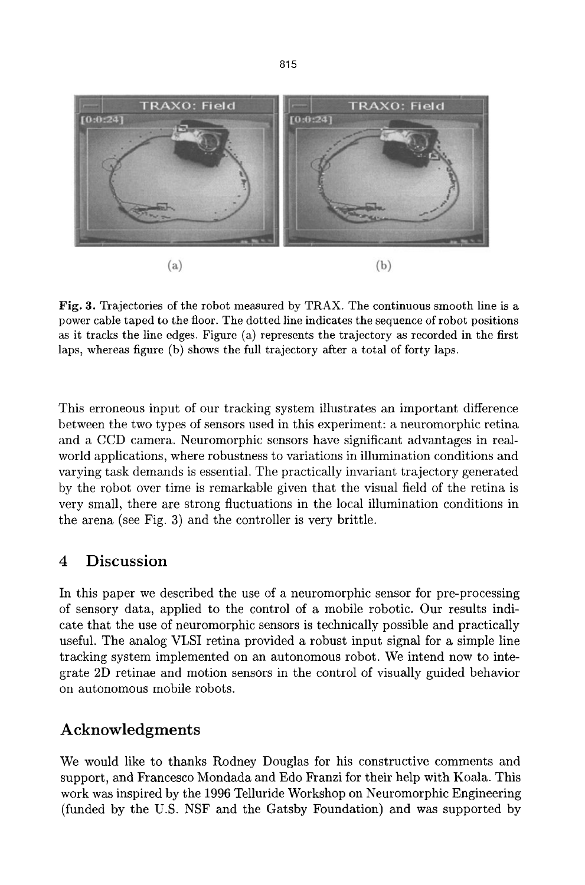(a) (b)

**Fig. 3.** Trajectories of the robot measured by TRAX. The continuous smooth line is a power cable taped to the floor. The dotted line indicates the sequence of robot positions as it tracks the line edges. Figure (a) represents the trajectory as recorded in the first laps, whereas figure (b) shows the full trajectory after a total of forty laps.

This erroneous input of our tracking system illustrates an important difference between the two types of sensors used in this experiment: a neuromorphic retina and a CCD camera. Neuromorphic sensors have significant advantages in real-world applications, where robustness to variations in illumination conditions and varying task demands is essential. The practically invariant trajectory generated by the robot over time is remarkable given that the visual field of the retina is very small, there are strong fluctuations in the local illumination conditions in the arena (see Fig. 3) and the controller is very brittle.

## 4 Discussion

In this paper we described the use of a neuromorphic sensor for pre-processing of sensory data, applied to the control of a mobile robotic. Our results indicate that the use of neuromorphic sensors is technically possible and practically useful. The analog VLSI retina provided a robust input signal for a simple line tracking system implemented on an autonomous robot. We intend now to integrate 2D retinae and motion sensors in the control of visually guided behavior on autonomous mobile robots.

## Acknowledgments

We would like to thanks Rodney Douglas for his constructive comments and support, and Francesco Mondada and Edo Franzi for their help with Koala. This work was inspired by the 1996 Telluride Workshop on Neuromorphic Engineering (funded by the U.S. NSF and the Gatsby Foundation) and was supported by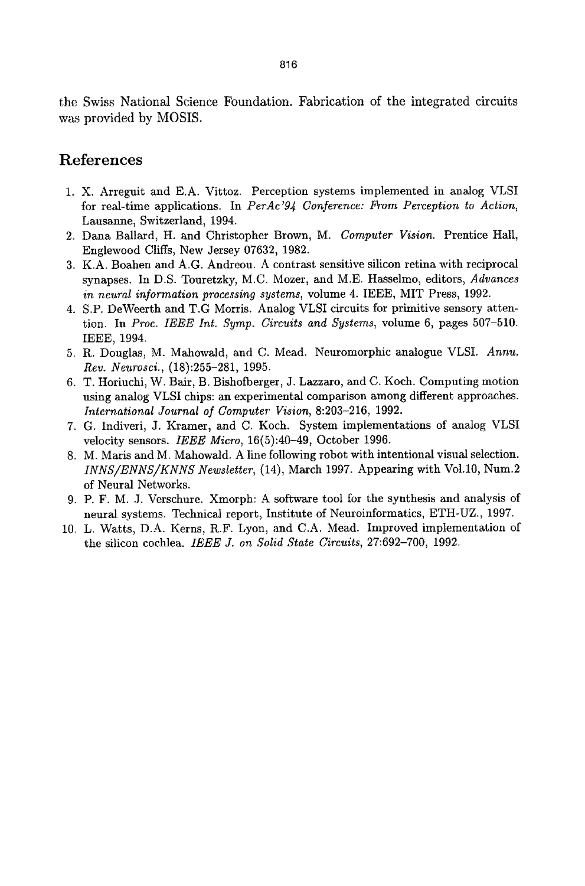the Swiss National Science Foundation. Fabrication of the integrated circuits was provided by MOSIS.

## References

1. X. Arreguit and E.A. Vittoz. Perception systems implemented in analog VLSI for real-time applications. In *PerAc'94 Conference: From Perception to Action*, Lausanne, Switzerland, 1994.
2. Dana Ballard, H. and Christopher Brown, M. *Computer Vision*. Prentice Hall, Englewood Cliffs, New Jersey 07632, 1982.
3. K.A. Boahen and A.G. Andreou. A contrast sensitive silicon retina with reciprocal synapses. In D.S. Touretzky, M.C. Mozer, and M.E. Hasselmo, editors, *Advances in neural information processing systems*, volume 4. IEEE, MIT Press, 1992.
4. S.P. DeWeerth and T.G Morris. Analog VLSI circuits for primitive sensory attention. In *Proc. IEEE Int. Symp. Circuits and Systems*, volume 6, pages 507–510. IEEE, 1994.
5. R. Douglas, M. Mahowald, and C. Mead. Neuromorphic analogue VLSI. *Annu. Rev. Neurosci.*, (18):255–281, 1995.
6. T. Horiuchi, W. Bair, B. Bishofberger, J. Lazzaro, and C. Koch. Computing motion using analog VLSI chips: an experimental comparison among different approaches. *International Journal of Computer Vision*, 8:203–216, 1992.
7. G. Indiveri, J. Kramer, and C. Koch. System implementations of analog VLSI velocity sensors. *IEEE Micro*, 16(5):40–49, October 1996.
8. M. Maris and M. Mahowald. A line following robot with intentional visual selection. *INNS/ENNS/KNNS Newsletter*, (14), March 1997. Appearing with Vol.10, Num.2 of Neural Networks.
9. P. F. M. J. Verschure. Xmorph: A software tool for the synthesis and analysis of neural systems. Technical report, Institute of Neuroinformatics, ETH-UZ., 1997.
10. L. Watts, D.A. Kerns, R.F. Lyon, and C.A. Mead. Improved implementation of the silicon cochlea. *IEEE J. on Solid State Circuits*, 27:692–700, 1992.